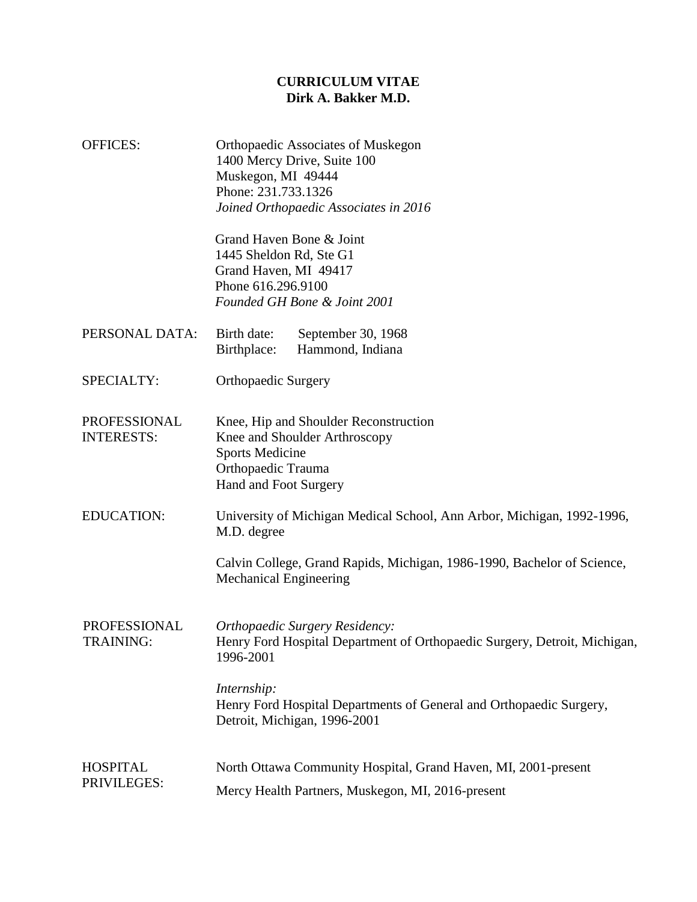# CURRICULUM VITAE
## Dirk A. Bakker M.D.

**OFFICES:**

Orthopaedic Associates of Muskegon
1400 Mercy Drive, Suite 100
Muskegon, MI 49444
Phone: 231.733.1326
*Joined Orthopaedic Associates in 2016*

Grand Haven Bone & Joint
1445 Sheldon Rd, Ste G1
Grand Haven, MI 49417
Phone 616.296.9100
*Founded GH Bone & Joint 2001*

**PERSONAL DATA:**

Birth date: September 30, 1968
Birthplace: Hammond, Indiana

**SPECIALTY:**

Orthopaedic Surgery

**PROFESSIONAL INTERESTS:**

Knee, Hip and Shoulder Reconstruction
Knee and Shoulder Arthroscopy
Sports Medicine
Orthopaedic Trauma
Hand and Foot Surgery

**EDUCATION:**

University of Michigan Medical School, Ann Arbor, Michigan, 1992-1996, M.D. degree

Calvin College, Grand Rapids, Michigan, 1986-1990, Bachelor of Science, Mechanical Engineering

**PROFESSIONAL TRAINING:**

*Orthopaedic Surgery Residency:*
Henry Ford Hospital Department of Orthopaedic Surgery, Detroit, Michigan, 1996-2001

*Internship:*
Henry Ford Hospital Departments of General and Orthopaedic Surgery, Detroit, Michigan, 1996-2001

**HOSPITAL PRIVILEGES:**

North Ottawa Community Hospital, Grand Haven, MI, 2001-present

Mercy Health Partners, Muskegon, MI, 2016-present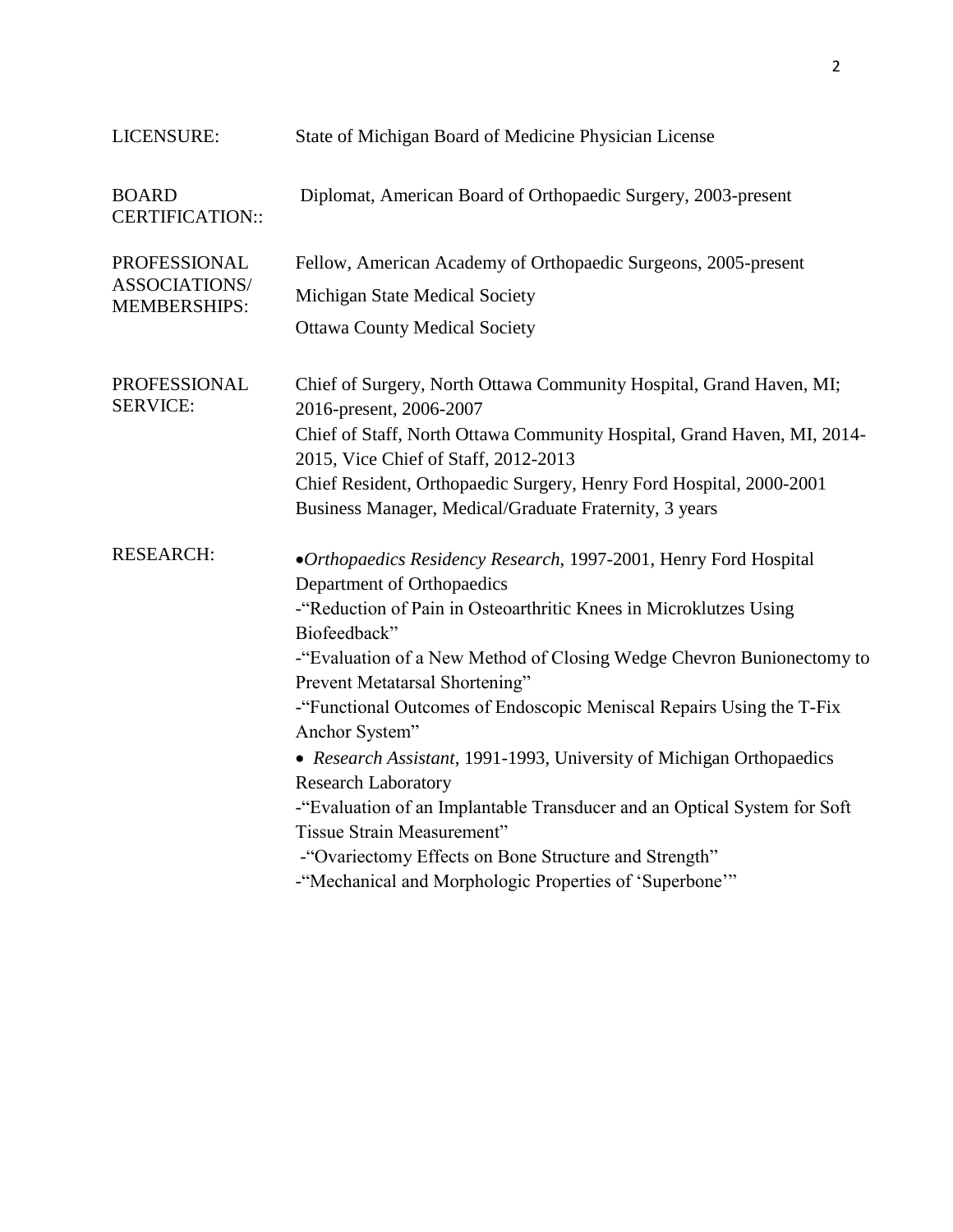**LICENSURE:** State of Michigan Board of Medicine Physician License

**BOARD CERTIFICATION::** Diplomat, American Board of Orthopaedic Surgery, 2003-present

**PROFESSIONAL ASSOCIATIONS/ MEMBERSHIPS:**

Fellow, American Academy of Orthopaedic Surgeons, 2005-present

Michigan State Medical Society

Ottawa County Medical Society

**PROFESSIONAL SERVICE:**

Chief of Surgery, North Ottawa Community Hospital, Grand Haven, MI; 2016-present, 2006-2007

Chief of Staff, North Ottawa Community Hospital, Grand Haven, MI, 2014-2015, Vice Chief of Staff, 2012-2013

Chief Resident, Orthopaedic Surgery, Henry Ford Hospital, 2000-2001

Business Manager, Medical/Graduate Fraternity, 3 years

**RESEARCH:**

- *Orthopaedics Residency Research*, 1997-2001, Henry Ford Hospital Department of Orthopaedics
  - -"Reduction of Pain in Osteoarthritic Knees in Microklutzes Using Biofeedback"
  - -"Evaluation of a New Method of Closing Wedge Chevron Bunionectomy to Prevent Metatarsal Shortening"
  - -"Functional Outcomes of Endoscopic Meniscal Repairs Using the T-Fix Anchor System"
- *Research Assistant*, 1991-1993, University of Michigan Orthopaedics Research Laboratory
  - -"Evaluation of an Implantable Transducer and an Optical System for Soft Tissue Strain Measurement"
  - -"Ovariectomy Effects on Bone Structure and Strength"
  - -"Mechanical and Morphologic Properties of 'Superbone'"